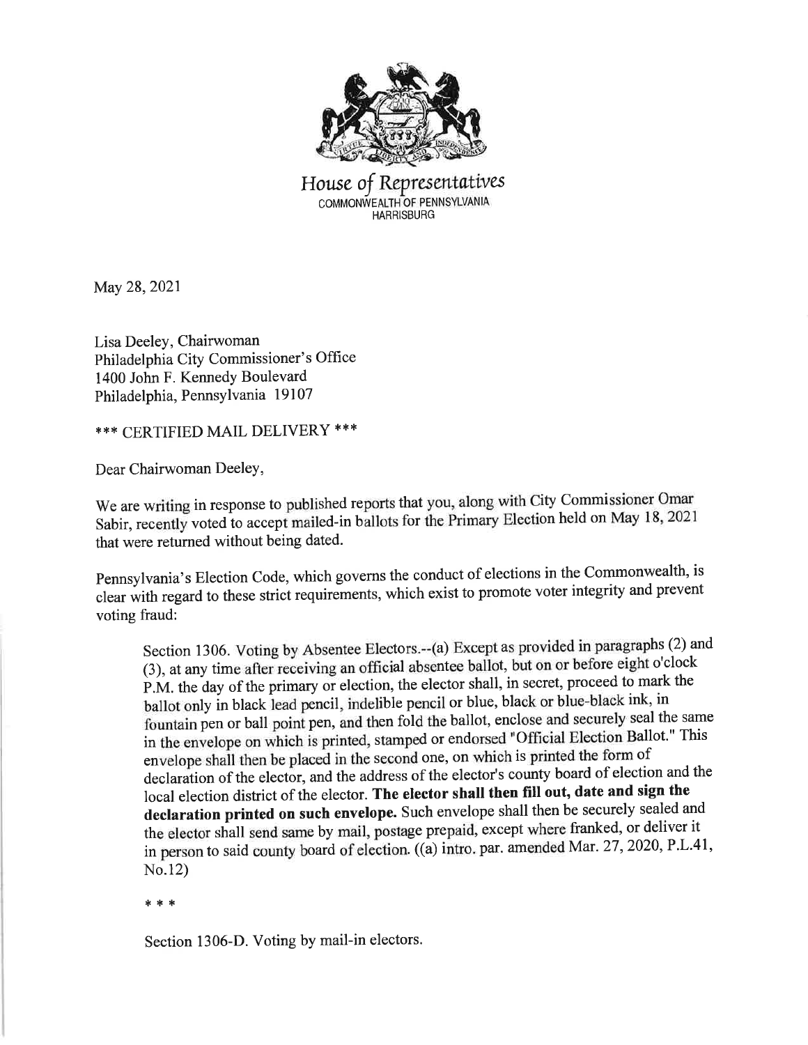House of Representatives

COMMONWEALTH OF PENNSYLVANIA

HARRISBURG

May 28, 2021

Lisa Deeley, Chairwoman
Philadelphia City Commissioner's Office
1400 John F. Kennedy Boulevard
Philadelphia, Pennsylvania 19107

*** CERTIFIED MAIL DELIVERY ***

Dear Chairwoman Deeley,

We are writing in response to published reports that you, along with City Commissioner Omar Sabir, recently voted to accept mailed-in ballots for the Primary Election held on May 18, 2021 that were returned without being dated.

Pennsylvania's Election Code, which governs the conduct of elections in the Commonwealth, is clear with regard to these strict requirements, which exist to promote voter integrity and prevent voting fraud:

> Section 1306. Voting by Absentee Electors.--(a) Except as provided in paragraphs (2) and (3), at any time after receiving an official absentee ballot, but on or before eight o'clock P.M. the day of the primary or election, the elector shall, in secret, proceed to mark the ballot only in black lead pencil, indelible pencil or blue, black or blue-black ink, in fountain pen or ball point pen, and then fold the ballot, enclose and securely seal the same in the envelope on which is printed, stamped or endorsed "Official Election Ballot." This envelope shall then be placed in the second one, on which is printed the form of declaration of the elector, and the address of the elector's county board of election and the local election district of the elector. **The elector shall then fill out, date and sign the declaration printed on such envelope.** Such envelope shall then be securely sealed and the elector shall send same by mail, postage prepaid, except where franked, or deliver it in person to said county board of election. ((a) intro. par. amended Mar. 27, 2020, P.L.41, No.12)
>
> * * *
>
> Section 1306-D. Voting by mail-in electors.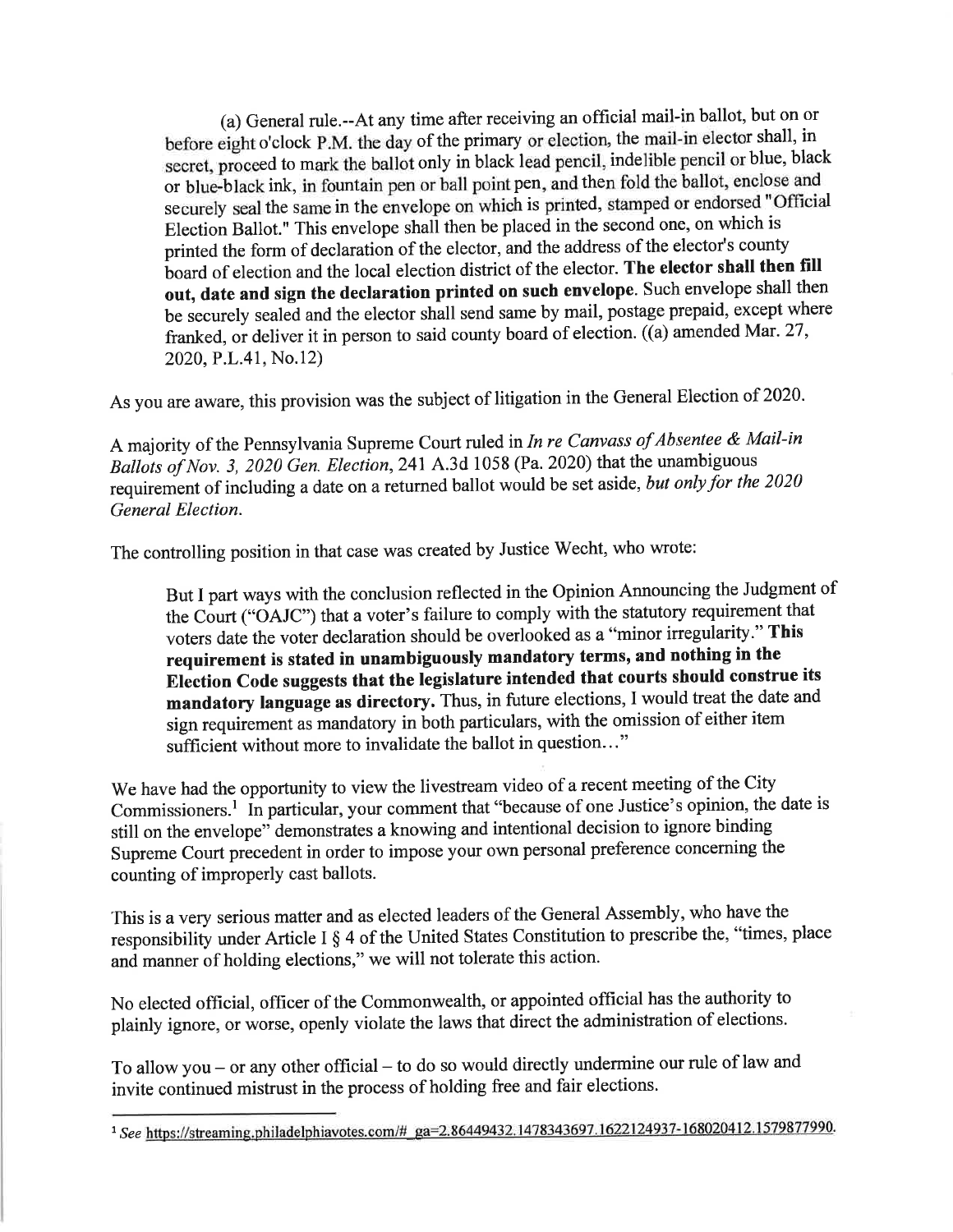> (a) General rule.--At any time after receiving an official mail-in ballot, but on or before eight o'clock P.M. the day of the primary or election, the mail-in elector shall, in secret, proceed to mark the ballot only in black lead pencil, indelible pencil or blue, black or blue-black ink, in fountain pen or ball point pen, and then fold the ballot, enclose and securely seal the same in the envelope on which is printed, stamped or endorsed "Official Election Ballot." This envelope shall then be placed in the second one, on which is printed the form of declaration of the elector, and the address of the elector's county board of election and the local election district of the elector. **The elector shall then fill out, date and sign the declaration printed on such envelope**. Such envelope shall then be securely sealed and the elector shall send same by mail, postage prepaid, except where franked, or deliver it in person to said county board of election. ((a) amended Mar. 27, 2020, P.L.41, No.12)

As you are aware, this provision was the subject of litigation in the General Election of 2020.

A majority of the Pennsylvania Supreme Court ruled in *In re Canvass of Absentee & Mail-in Ballots of Nov. 3, 2020 Gen. Election*, 241 A.3d 1058 (Pa. 2020) that the unambiguous requirement of including a date on a returned ballot would be set aside, *but only for the 2020 General Election.*

The controlling position in that case was created by Justice Wecht, who wrote:

> But I part ways with the conclusion reflected in the Opinion Announcing the Judgment of the Court ("OAJC") that a voter's failure to comply with the statutory requirement that voters date the voter declaration should be overlooked as a "minor irregularity." **This requirement is stated in unambiguously mandatory terms, and nothing in the Election Code suggests that the legislature intended that courts should construe its mandatory language as directory.** Thus, in future elections, I would treat the date and sign requirement as mandatory in both particulars, with the omission of either item sufficient without more to invalidate the ballot in question…"

We have had the opportunity to view the livestream video of a recent meeting of the City Commissioners.[1] In particular, your comment that "because of one Justice's opinion, the date is still on the envelope" demonstrates a knowing and intentional decision to ignore binding Supreme Court precedent in order to impose your own personal preference concerning the counting of improperly cast ballots.

This is a very serious matter and as elected leaders of the General Assembly, who have the responsibility under Article I § 4 of the United States Constitution to prescribe the, "times, place and manner of holding elections," we will not tolerate this action.

No elected official, officer of the Commonwealth, or appointed official has the authority to plainly ignore, or worse, openly violate the laws that direct the administration of elections.

To allow you – or any other official – to do so would directly undermine our rule of law and invite continued mistrust in the process of holding free and fair elections.

---

[1] *See* https://streaming.philadelphiavotes.com/#_ga=2.86449432.1478343697.1622124937-168020412.1579877990.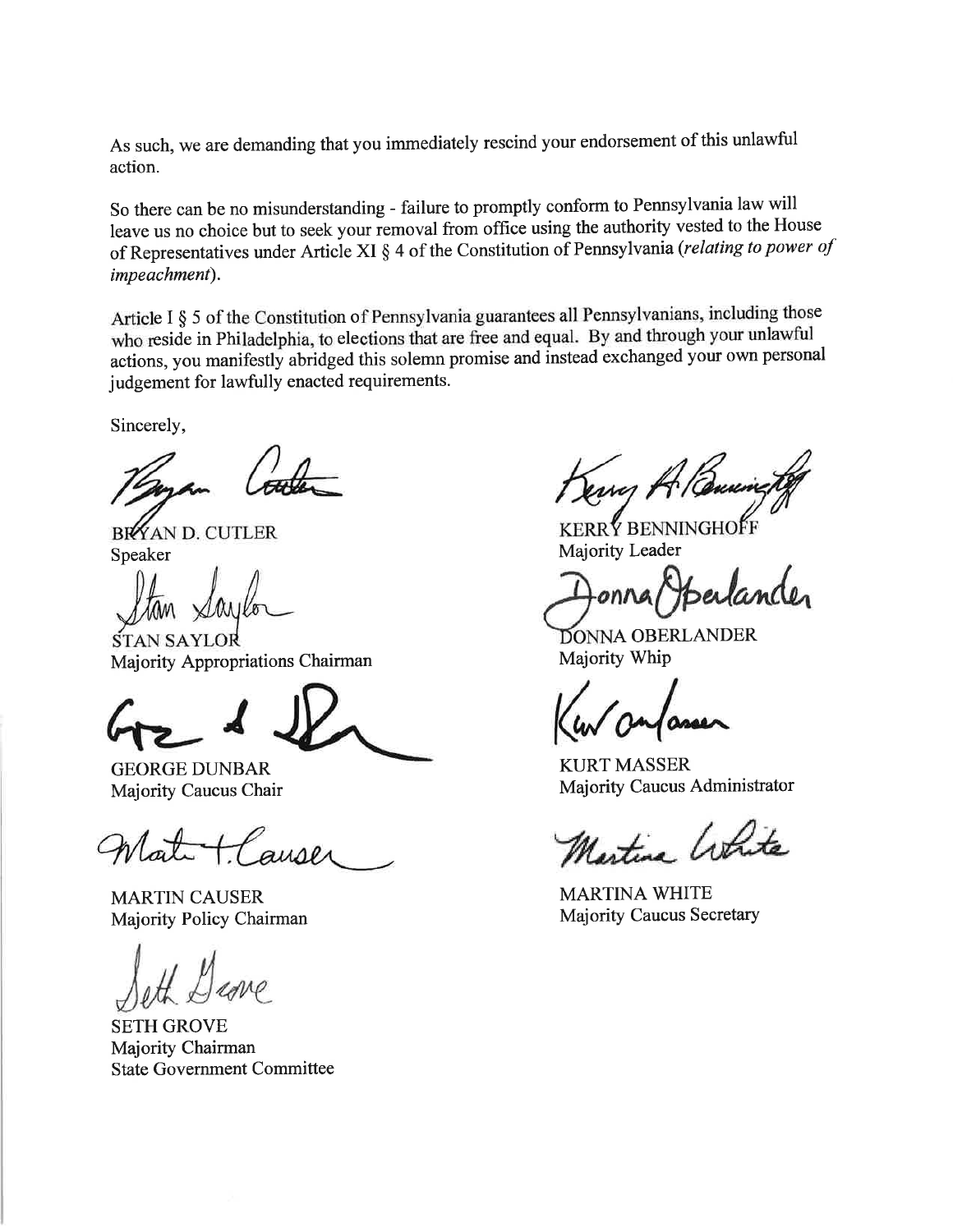As such, we are demanding that you immediately rescind your endorsement of this unlawful action.

So there can be no misunderstanding - failure to promptly conform to Pennsylvania law will leave us no choice but to seek your removal from office using the authority vested to the House of Representatives under Article XI § 4 of the Constitution of Pennsylvania (*relating to power of impeachment*).

Article I § 5 of the Constitution of Pennsylvania guarantees all Pennsylvanians, including those who reside in Philadelphia, to elections that are free and equal. By and through your unlawful actions, you manifestly abridged this solemn promise and instead exchanged your own personal judgement for lawfully enacted requirements.

Sincerely,

BRYAN D. CUTLER
Speaker

KERRY BENNINGHOFF
Majority Leader

STAN SAYLOR
Majority Appropriations Chairman

DONNA OBERLANDER
Majority Whip

GEORGE DUNBAR
Majority Caucus Chair

KURT MASSER
Majority Caucus Administrator

MARTIN CAUSER
Majority Policy Chairman

MARTINA WHITE
Majority Caucus Secretary

SETH GROVE
Majority Chairman
State Government Committee